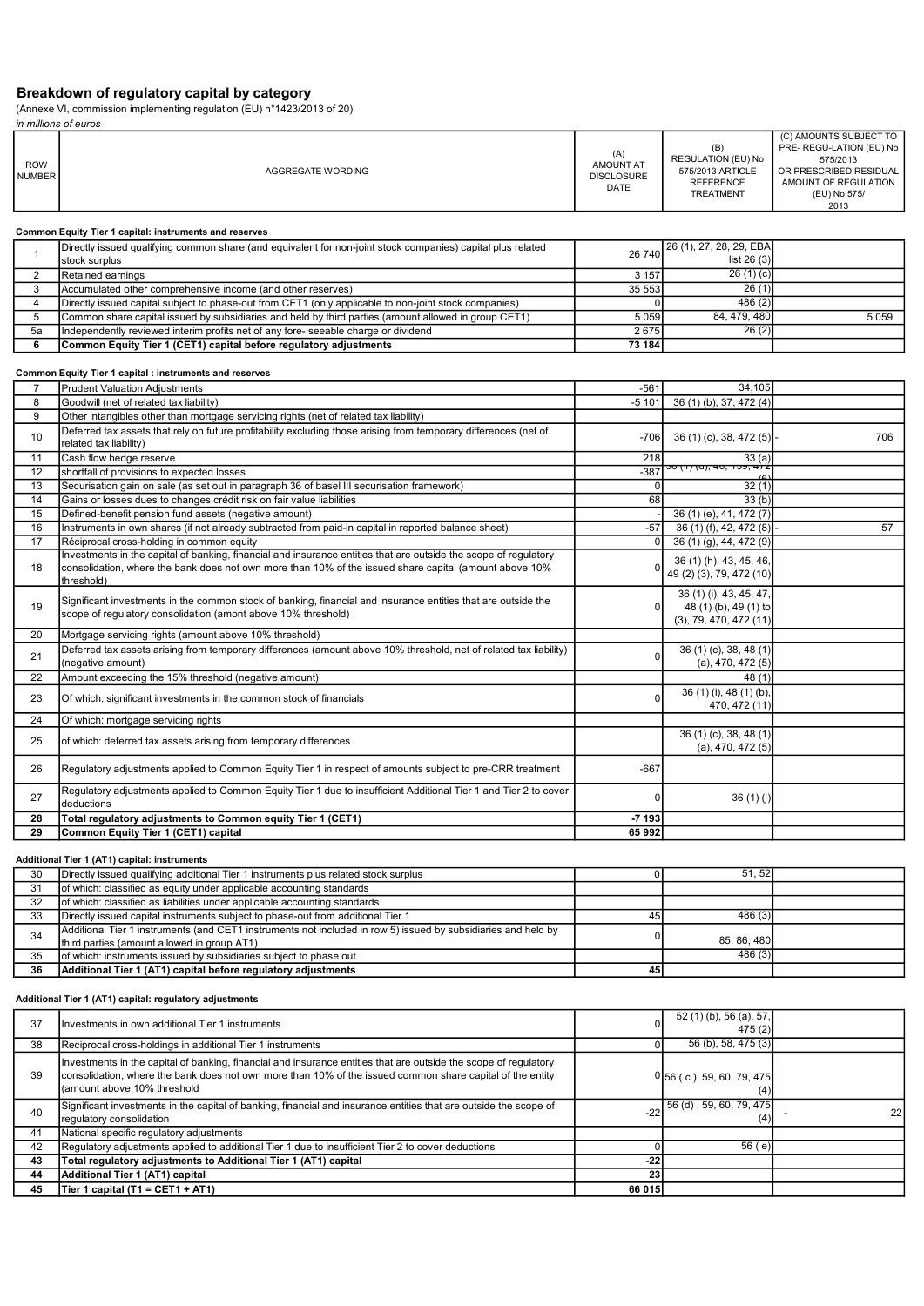## Breakdown of regulatory capital by category

(Annexe VI, commission implementing regulation (EU) n°1423/2013 of 20)

*in millions of euros*

| ROW NUMBER | AGGREGATE WORDING | (A) AMOUNT AT DISCLOSURE DATE | (B) REGULATION (EU) No 575/2013 ARTICLE REFERENCE TREATMENT | (C) AMOUNTS SUBJECT TO PRE- REGU-LATION (EU) No 575/2013 OR PRESCRIBED RESIDUAL AMOUNT OF REGULATION (EU) No 575/ 2013 |
|---|---|---|---|---|
| | **Common Equity Tier 1 capital: instruments and reserves** | | | |
| 1 | Directly issued qualifying common share (and equivalent for non-joint stock companies) capital plus related stock surplus | 26 740 | 26 (1), 27, 28, 29, EBA list 26 (3) | |
| 2 | Retained earnings | 3 157 | 26 (1) (c) | |
| 3 | Accumulated other comprehensive income (and other reserves) | 35 553 | 26 (1) | |
| 4 | Directly issued capital subject to phase-out from CET1 (only applicable to non-joint stock companies) | 0 | 486 (2) | |
| 5 | Common share capital issued by subsidiaries and held by third parties (amount allowed in group CET1) | 5 059 | 84, 479, 480 | 5 059 |
| 5a | Independently reviewed interim profits net of any fore- seeable charge or dividend | 2 675 | 26 (2) | |
| **6** | **Common Equity Tier 1 (CET1) capital before regulatory adjustments** | **73 184** | | |
| | **Common Equity Tier 1 capital : instruments and reserves** | | | |
| 7 | Prudent Valuation Adjustments | -561 | 34,105 | |
| 8 | Goodwill (net of related tax liability) | -5 101 | 36 (1) (b), 37, 472 (4) | |
| 9 | Other intangibles other than mortgage servicing rights (net of related tax liability) | | | |
| 10 | Deferred tax assets that rely on future profitability excluding those arising from temporary differences (net of related tax liability) | -706 | 36 (1) (c), 38, 472 (5) | - 706 |
| 11 | Cash flow hedge reserve | 218 | 33 (a) | |
| 12 | shortfall of provisions to expected losses | -387 | 36 (1) (d), 40, 159, 472 (6) | |
| 13 | Securisation gain on sale (as set out in paragraph 36 of basel III securisation framework) | 0 | 32 (1) | |
| 14 | Gains or losses dues to changes crédit risk on fair value liabilities | 68 | 33 (b) | |
| 15 | Defined-benefit pension fund assets (negative amount) | - | 36 (1) (e), 41, 472 (7) | |
| 16 | Instruments in own shares (if not already subtracted from paid-in capital in reported balance sheet) | -57 | 36 (1) (f), 42, 472 (8) | - 57 |
| 17 | Réciprocal cross-holding in common equity | 0 | 36 (1) (g), 44, 472 (9) | |
| 18 | Investments in the capital of banking, financial and insurance entities that are outside the scope of regulatory consolidation, where the bank does not own more than 10% of the issued share capital (amount above 10% threshold) | 0 | 36 (1) (h), 43, 45, 46, 49 (2) (3), 79, 472 (10) | |
| 19 | Significant investments in the common stock of banking, financial and insurance entities that are outside the scope of regulatory consolidation (amont above 10% threshold) | 0 | 36 (1) (i), 43, 45, 47, 48 (1) (b), 49 (1) to (3), 79, 470, 472 (11) | |
| 20 | Mortgage servicing rights (amount above 10% threshold) | | | |
| 21 | Deferred tax assets arising from temporary differences (amount above 10% threshold, net of related tax liability) (negative amount) | 0 | 36 (1) (c), 38, 48 (1) (a), 470, 472 (5) | |
| 22 | Amount exceeding the 15% threshold (negative amount) | | 48 (1) | |
| 23 | Of which: significant investments in the common stock of financials | 0 | 36 (1) (i), 48 (1) (b), 470, 472 (11) | |
| 24 | Of which: mortgage servicing rights | | | |
| 25 | of which: deferred tax assets arising from temporary differences | | 36 (1) (c), 38, 48 (1) (a), 470, 472 (5) | |
| 26 | Regulatory adjustments applied to Common Equity Tier 1 in respect of amounts subject to pre-CRR treatment | -667 | | |
| 27 | Regulatory adjustments applied to Common Equity Tier 1 due to insufficient Additional Tier 1 and Tier 2 to cover deductions | 0 | 36 (1) (j) | |
| **28** | **Total regulatory adjustments to Common equity Tier 1 (CET1)** | **-7 193** | | |
| **29** | **Common Equity Tier 1 (CET1) capital** | **65 992** | | |
| | **Additional Tier 1 (AT1) capital: instruments** | | | |
| 30 | Directly issued qualifying additional Tier 1 instruments plus related stock surplus | 0 | 51, 52 | |
| 31 | of which: classified as equity under applicable accounting standards | | | |
| 32 | of which: classified as liabilities under applicable accounting standards | | | |
| 33 | Directly issued capital instruments subject to phase-out from additional Tier 1 | 45 | 486 (3) | |
| 34 | Additional Tier 1 instruments (and CET1 instruments not included in row 5) issued by subsidiaries and held by third parties (amount allowed in group AT1) | 0 | 85, 86, 480 | |
| 35 | of which: instruments issued by subsidiaries subject to phase out | | 486 (3) | |
| **36** | **Additional Tier 1 (AT1) capital before regulatory adjustments** | **45** | | |
| | **Additional Tier 1 (AT1) capital: regulatory adjustments** | | | |
| 37 | Investments in own additional Tier 1 instruments | 0 | 52 (1) (b), 56 (a), 57, 475 (2) | |
| 38 | Reciprocal cross-holdings in additional Tier 1 instruments | 0 | 56 (b), 58, 475 (3) | |
| 39 | Investments in the capital of banking, financial and insurance entities that are outside the scope of regulatory consolidation, where the bank does not own more than 10% of the issued common share capital of the entity (amount above 10% threshold | 0 | 56 ( c ), 59, 60, 79, 475 (4) | |
| 40 | Significant investments in the capital of banking, financial and insurance entities that are outside the scope of regulatory consolidation | -22 | 56 (d) , 59, 60, 79, 475 (4) | - 22 |
| 41 | National specific regulatory adjustments | | | |
| 42 | Regulatory adjustments applied to additional Tier 1 due to insufficient Tier 2 to cover deductions | 0 | 56 ( e) | |
| **43** | **Total regulatory adjustments to Additional Tier 1 (AT1) capital** | **-22** | | |
| **44** | **Additional Tier 1 (AT1) capital** | **23** | | |
| **45** | **Tier 1 capital (T1 = CET1 + AT1)** | **66 015** | | |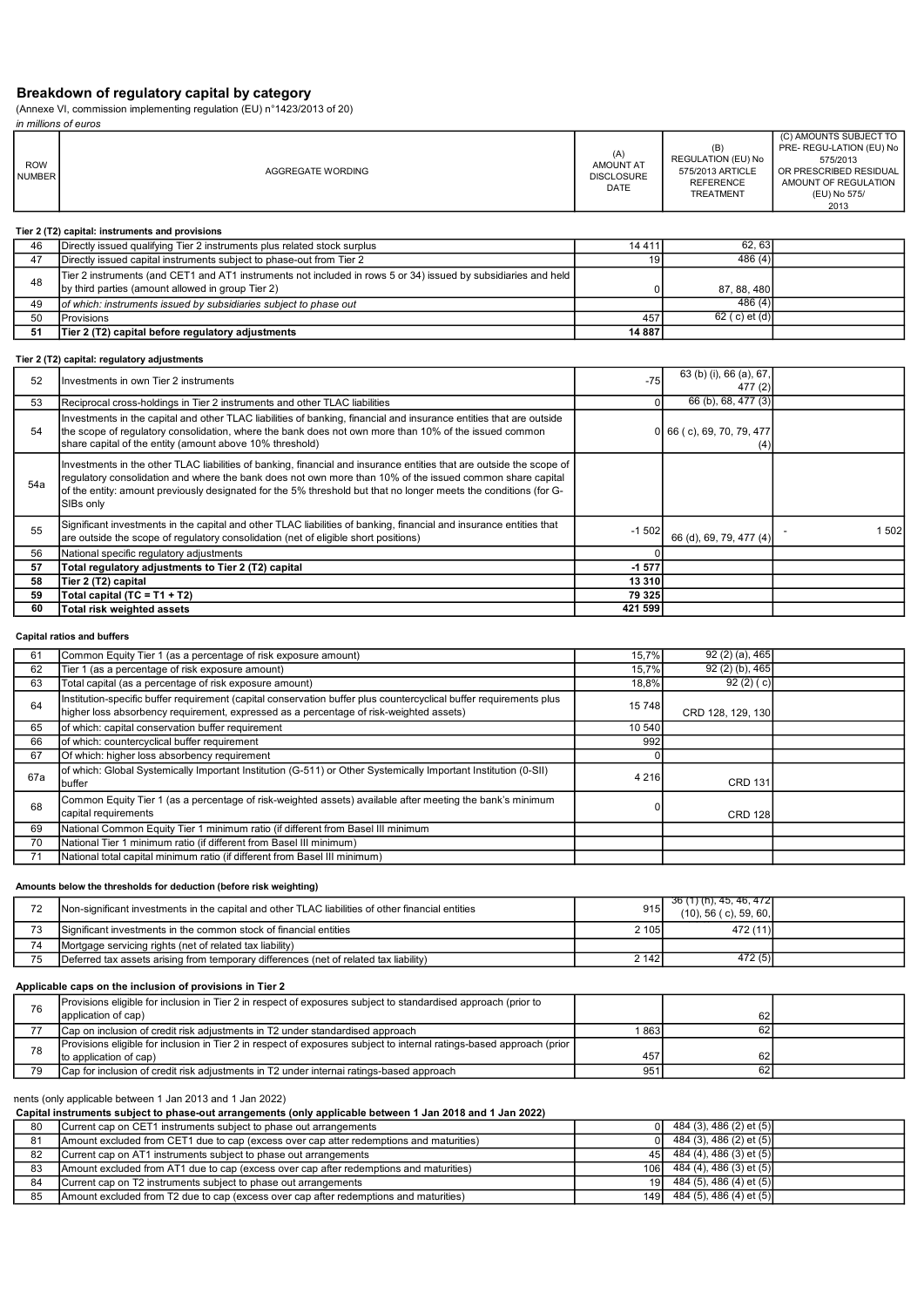## Breakdown of regulatory capital by category

(Annexe VI, commission implementing regulation (EU) n°1423/2013 of 20)

*in millions of euros*

| ROW NUMBER | AGGREGATE WORDING | (A) AMOUNT AT DISCLOSURE DATE | (B) REGULATION (EU) No 575/2013 ARTICLE REFERENCE TREATMENT | (C) AMOUNTS SUBJECT TO PRE- REGU-LATION (EU) No 575/2013 OR PRESCRIBED RESIDUAL AMOUNT OF REGULATION (EU) No 575/ 2013 |
|---|---|---|---|---|
| | **Tier 2 (T2) capital: instruments and provisions** | | | |
| 46 | Directly issued qualifying Tier 2 instruments plus related stock surplus | 14 411 | 62, 63 | |
| 47 | Directly issued capital instruments subject to phase-out from Tier 2 | 19 | 486 (4) | |
| 48 | Tier 2 instruments (and CET1 and AT1 instruments not included in rows 5 or 34) issued by subsidiaries and held by third parties (amount allowed in group Tier 2) | 0 | 87, 88, 480 | |
| 49 | *of which: instruments issued by subsidiaries subject to phase out* | | 486 (4) | |
| 50 | Provisions | 457 | 62 ( c) et (d) | |
| **51** | **Tier 2 (T2) capital before regulatory adjustments** | **14 887** | | |
| | **Tier 2 (T2) capital: regulatory adjustments** | | | |
| 52 | Investments in own Tier 2 instruments | -75 | 63 (b) (i), 66 (a), 67, 477 (2) | |
| 53 | Reciprocal cross-holdings in Tier 2 instruments and other TLAC liabilities | 0 | 66 (b), 68, 477 (3) | |
| 54 | Investments in the capital and other TLAC liabilities of banking, financial and insurance entities that are outside the scope of regulatory consolidation, where the bank does not own more than 10% of the issued common share capital of the entity (amount above 10% threshold) | 0 | 66 ( c), 69, 70, 79, 477 (4) | |
| 54a | Investments in the other TLAC liabilities of banking, financial and insurance entities that are outside the scope of regulatory consolidation and where the bank does not own more than 10% of the issued common share capital of the entity: amount previously designated for the 5% threshold but that no longer meets the conditions (for G-SIBs only | | | |
| 55 | Significant investments in the capital and other TLAC liabilities of banking, financial and insurance entities that are outside the scope of regulatory consolidation (net of eligible short positions) | -1 502 | 66 (d), 69, 79, 477 (4) | - 1 502 |
| 56 | National specific regulatory adjustments | 0 | | |
| **57** | **Total regulatory adjustments to Tier 2 (T2) capital** | **-1 577** | | |
| **58** | **Tier 2 (T2) capital** | **13 310** | | |
| **59** | **Total capital (TC = T1 + T2)** | **79 325** | | |
| **60** | **Total risk weighted assets** | **421 599** | | |
| | **Capital ratios and buffers** | | | |
| 61 | Common Equity Tier 1 (as a percentage of risk exposure amount) | 15,7% | 92 (2) (a), 465 | |
| 62 | Tier 1 (as a percentage of risk exposure amount) | 15,7% | 92 (2) (b), 465 | |
| 63 | Total capital (as a percentage of risk exposure amount) | 18,8% | 92 (2) ( c) | |
| 64 | Institution-specific buffer requirement (capital conservation buffer plus countercyclical buffer requirements plus higher loss absorbency requirement, expressed as a percentage of risk-weighted assets) | 15 748 | CRD 128, 129, 130 | |
| 65 | of which: capital conservation buffer requirement | 10 540 | | |
| 66 | of which: countercyclical buffer requirement | 992 | | |
| 67 | Of which: higher loss absorbency requirement | 0 | | |
| 67a | of which: Global Systemically Important Institution (G-511) or Other Systemically Important Institution (0-SII) buffer | 4 216 | CRD 131 | |
| 68 | Common Equity Tier 1 (as a percentage of risk-weighted assets) available after meeting the bank's minimum capital requirements | 0 | CRD 128 | |
| 69 | National Common Equity Tier 1 minimum ratio (if different from Basel III minimum | | | |
| 70 | National Tier 1 minimum ratio (if different from Basel III minimum) | | | |
| 71 | National total capital minimum ratio (if different from Basel III minimum) | | | |
| | **Amounts below the thresholds for deduction (before risk weighting)** | | | |
| 72 | Non-significant investments in the capital and other TLAC liabilities of other financial entities | 915 | 36 (1) (h), 45, 46, 472 (10), 56 ( c), 59, 60, | |
| 73 | Significant investments in the common stock of financial entities | 2 105 | 472 (11) | |
| 74 | Mortgage servicing rights (net of related tax liability) | | | |
| 75 | Deferred tax assets arising from temporary differences (net of related tax liability) | 2 142 | 472 (5) | |
| | **Applicable caps on the inclusion of provisions in Tier 2** | | | |
| 76 | Provisions eligible for inclusion in Tier 2 in respect of exposures subject to standardised approach (prior to application of cap) | | 62 | |
| 77 | Cap on inclusion of credit risk adjustments in T2 under standardised approach | 1 863 | 62 | |
| 78 | Provisions eligible for inclusion in Tier 2 in respect of exposures subject to internal ratings-based approach (prior to application of cap) | 457 | 62 | |
| 79 | Cap for inclusion of credit risk adjustments in T2 under internai ratings-based approach | 951 | 62 | |
| | nents (only applicable between 1 Jan 2013 and 1 Jan 2022) **Capital instruments subject to phase-out arrangements (only applicable between 1 Jan 2018 and 1 Jan 2022)** | | | |
| 80 | Current cap on CET1 instruments subject to phase out arrangements | 0 | 484 (3), 486 (2) et (5) | |
| 81 | Amount excluded from CET1 due to cap (excess over cap atter redemptions and maturities) | 0 | 484 (3), 486 (2) et (5) | |
| 82 | Current cap on AT1 instruments subject to phase out arrangements | 45 | 484 (4), 486 (3) et (5) | |
| 83 | Amount excluded from AT1 due to cap (excess over cap after redemptions and maturities) | 106 | 484 (4), 486 (3) et (5) | |
| 84 | Current cap on T2 instruments subject to phase out arrangements | 19 | 484 (5), 486 (4) et (5) | |
| 85 | Amount excluded from T2 due to cap (excess over cap after redemptions and maturities) | 149 | 484 (5), 486 (4) et (5) | |